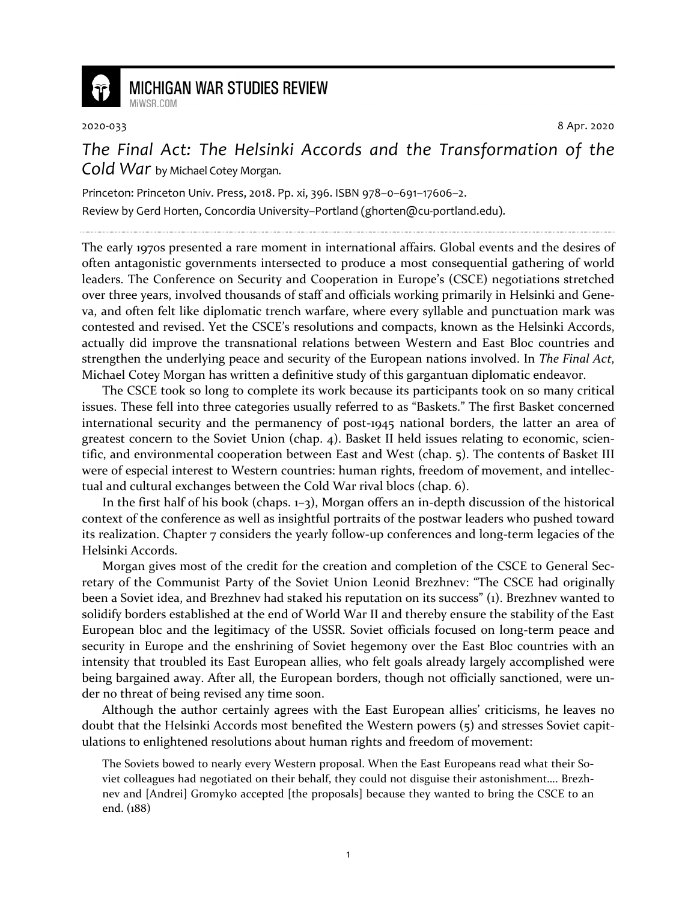2020-033 8 Apr. 2020

# *The Final Act: The Helsinki Accords and the Transformation of the Cold War* by Michael Cotey Morgan.

Princeton: Princeton Univ. Press, 2018. Pp. xi, 396. ISBN 978–0–691–17606–2.

Review by Gerd Horten, Concordia University–Portland (ghorten@cu-portland.edu).

The early 1970s presented a rare moment in international affairs. Global events and the desires of often antagonistic governments intersected to produce a most consequential gathering of world leaders. The Conference on Security and Cooperation in Europe's (CSCE) negotiations stretched over three years, involved thousands of staff and officials working primarily in Helsinki and Geneva, and often felt like diplomatic trench warfare, where every syllable and punctuation mark was contested and revised. Yet the CSCE's resolutions and compacts, known as the Helsinki Accords, actually did improve the transnational relations between Western and East Bloc countries and strengthen the underlying peace and security of the European nations involved. In *The Final Act*, Michael Cotey Morgan has written a definitive study of this gargantuan diplomatic endeavor.

The CSCE took so long to complete its work because its participants took on so many critical issues. These fell into three categories usually referred to as "Baskets." The first Basket concerned international security and the permanency of post-1945 national borders, the latter an area of greatest concern to the Soviet Union (chap. 4). Basket II held issues relating to economic, scientific, and environmental cooperation between East and West (chap. 5). The contents of Basket III were of especial interest to Western countries: human rights, freedom of movement, and intellectual and cultural exchanges between the Cold War rival blocs (chap. 6).

In the first half of his book (chaps. 1–3), Morgan offers an in-depth discussion of the historical context of the conference as well as insightful portraits of the postwar leaders who pushed toward its realization. Chapter 7 considers the yearly follow-up conferences and long-term legacies of the Helsinki Accords.

Morgan gives most of the credit for the creation and completion of the CSCE to General Secretary of the Communist Party of the Soviet Union Leonid Brezhnev: "The CSCE had originally been a Soviet idea, and Brezhnev had staked his reputation on its success" (1). Brezhnev wanted to solidify borders established at the end of World War II and thereby ensure the stability of the East European bloc and the legitimacy of the USSR. Soviet officials focused on long-term peace and security in Europe and the enshrining of Soviet hegemony over the East Bloc countries with an intensity that troubled its East European allies, who felt goals already largely accomplished were being bargained away. After all, the European borders, though not officially sanctioned, were under no threat of being revised any time soon.

Although the author certainly agrees with the East European allies' criticisms, he leaves no doubt that the Helsinki Accords most benefited the Western powers (5) and stresses Soviet capitulations to enlightened resolutions about human rights and freedom of movement:

> The Soviets bowed to nearly every Western proposal. When the East Europeans read what their Soviet colleagues had negotiated on their behalf, they could not disguise their astonishment.... Brezhnev and [Andrei] Gromyko accepted [the proposals] because they wanted to bring the CSCE to an end. (188)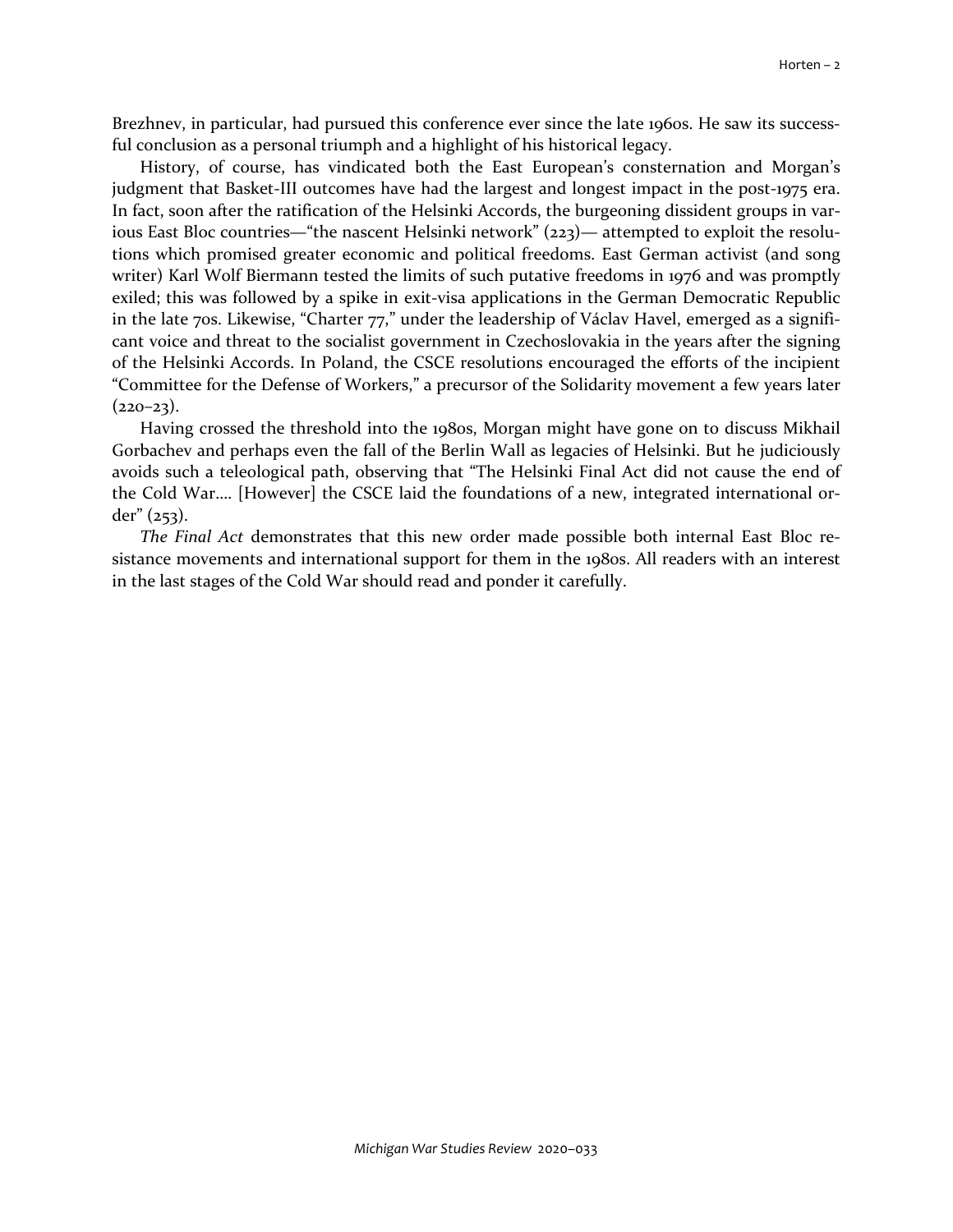Brezhnev, in particular, had pursued this conference ever since the late 1960s. He saw its successful conclusion as a personal triumph and a highlight of his historical legacy.

History, of course, has vindicated both the East European's consternation and Morgan's judgment that Basket-III outcomes have had the largest and longest impact in the post-1975 era. In fact, soon after the ratification of the Helsinki Accords, the burgeoning dissident groups in various East Bloc countries—"the nascent Helsinki network" (223)— attempted to exploit the resolutions which promised greater economic and political freedoms. East German activist (and song writer) Karl Wolf Biermann tested the limits of such putative freedoms in 1976 and was promptly exiled; this was followed by a spike in exit-visa applications in the German Democratic Republic in the late 70s. Likewise, "Charter 77," under the leadership of Václav Havel, emerged as a significant voice and threat to the socialist government in Czechoslovakia in the years after the signing of the Helsinki Accords. In Poland, the CSCE resolutions encouraged the efforts of the incipient "Committee for the Defense of Workers," a precursor of the Solidarity movement a few years later (220–23).

Having crossed the threshold into the 1980s, Morgan might have gone on to discuss Mikhail Gorbachev and perhaps even the fall of the Berlin Wall as legacies of Helsinki. But he judiciously avoids such a teleological path, observing that "The Helsinki Final Act did not cause the end of the Cold War.... [However] the CSCE laid the foundations of a new, integrated international order" (253).

*The Final Act* demonstrates that this new order made possible both internal East Bloc resistance movements and international support for them in the 1980s. All readers with an interest in the last stages of the Cold War should read and ponder it carefully.